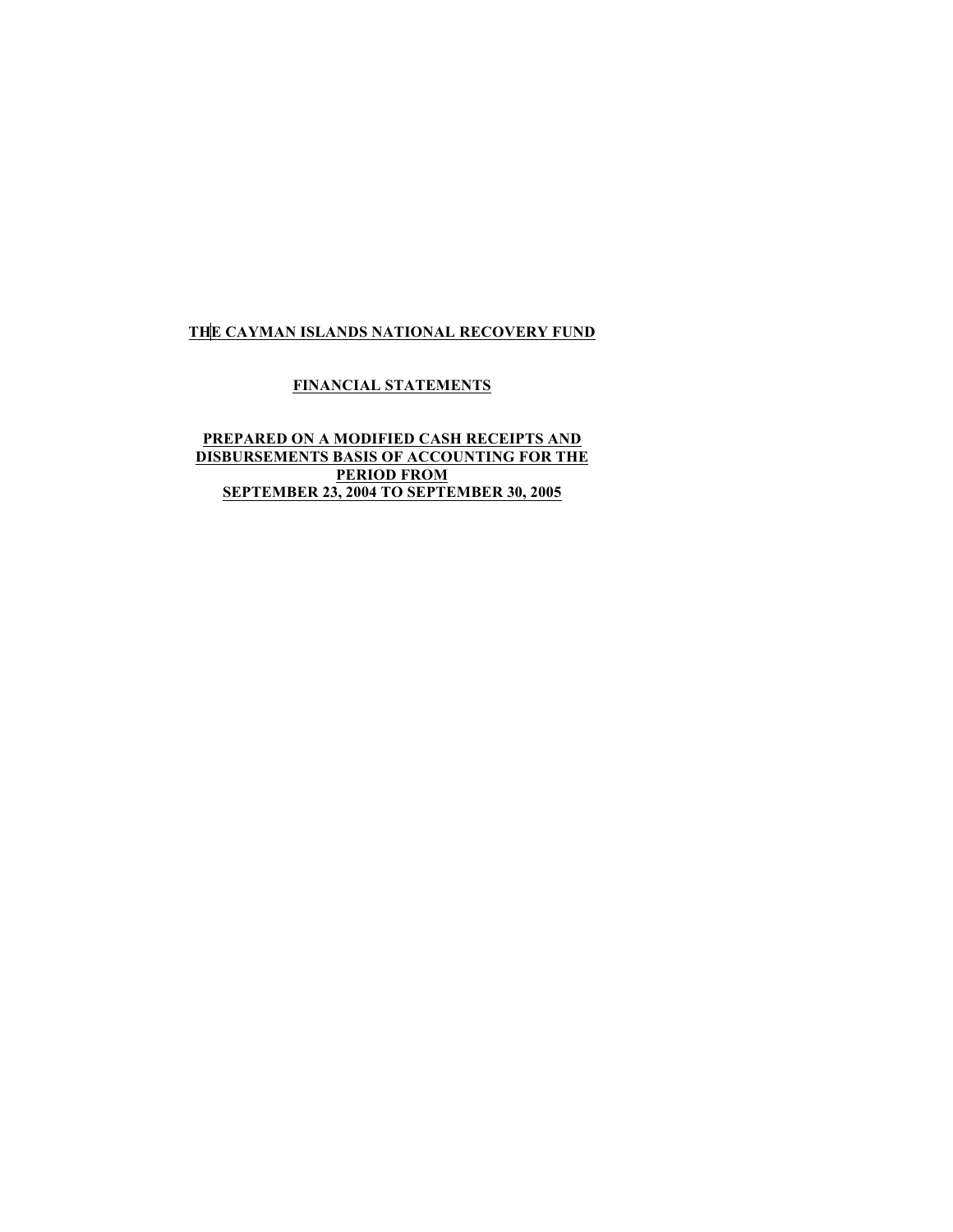# THE CAYMAN ISLANDS NATIONAL RECOVERY FUND

## FINANCIAL STATEMENTS

## PREPARED ON A MODIFIED CASH RECEIPTS AND DISBURSEMENTS BASIS OF ACCOUNTING FOR THE PERIOD FROM SEPTEMBER 23, 2004 TO SEPTEMBER 30, 2005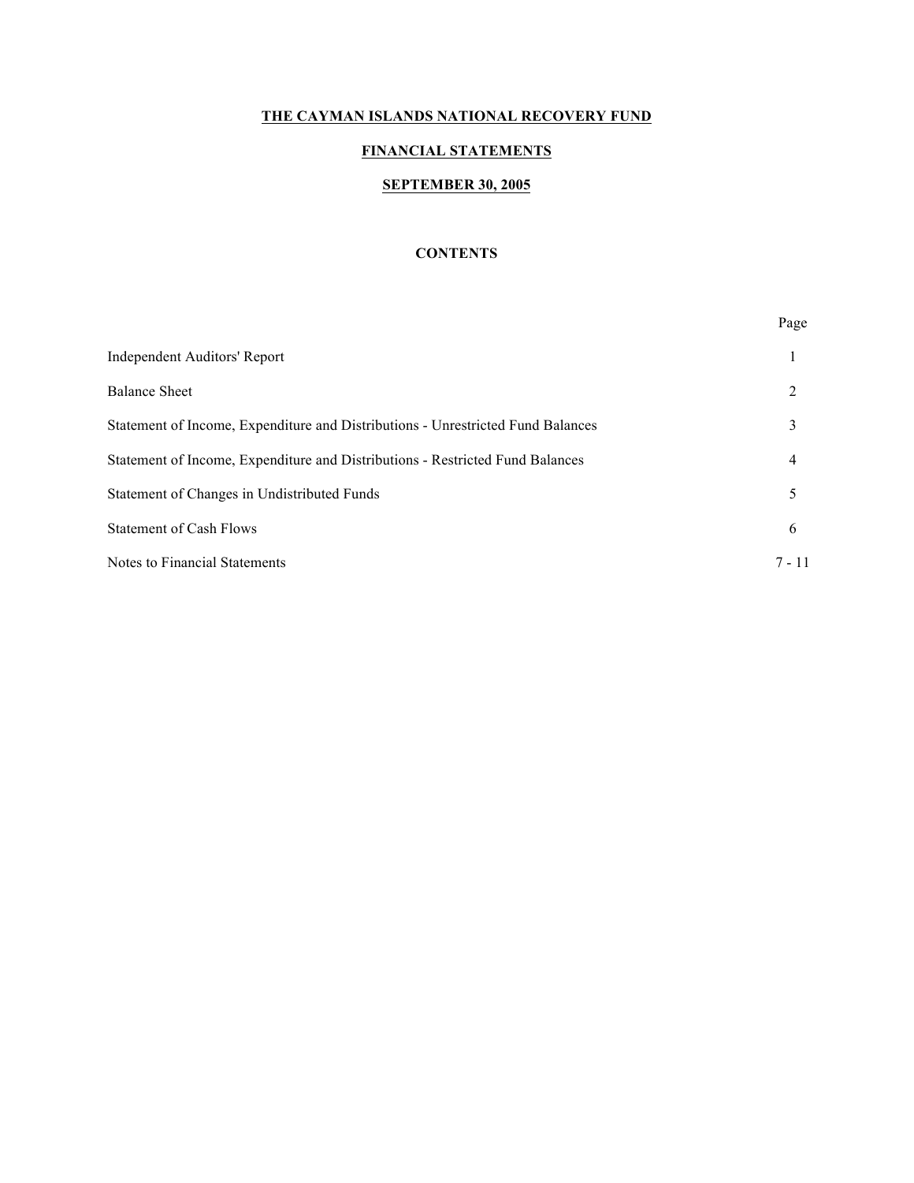# THE CAYMAN ISLANDS NATIONAL RECOVERY FUND

## FINANCIAL STATEMENTS

## SEPTEMBER 30, 2005

### CONTENTS

| | Page |
|---|---|
| Independent Auditors' Report | 1 |
| Balance Sheet | 2 |
| Statement of Income, Expenditure and Distributions - Unrestricted Fund Balances | 3 |
| Statement of Income, Expenditure and Distributions - Restricted Fund Balances | 4 |
| Statement of Changes in Undistributed Funds | 5 |
| Statement of Cash Flows | 6 |
| Notes to Financial Statements | 7 - 11 |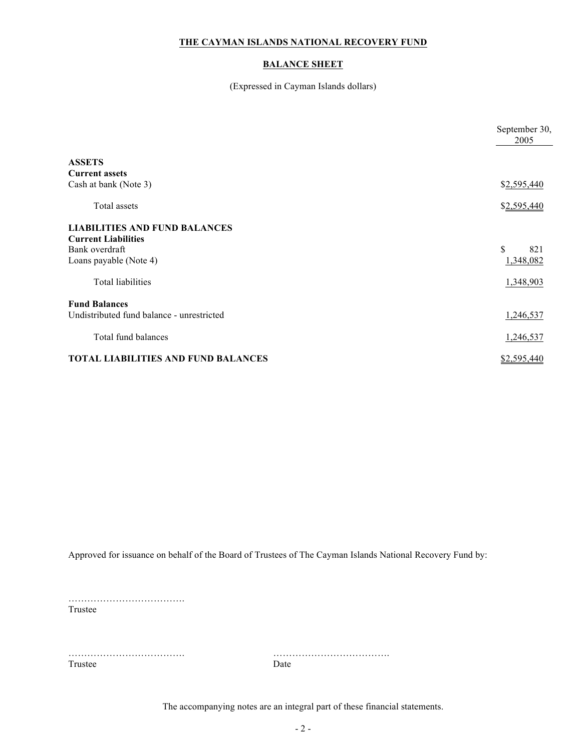**THE CAYMAN ISLANDS NATIONAL RECOVERY FUND**

**BALANCE SHEET**

(Expressed in Cayman Islands dollars)

| | September 30, 2005 |
|---|---|
| **ASSETS** | |
| **Current assets** | |
| Cash at bank (Note 3) | $2,595,440 |
| Total assets | $2,595,440 |
| **LIABILITIES AND FUND BALANCES** | |
| **Current Liabilities** | |
| Bank overdraft | $ 821 |
| Loans payable (Note 4) | 1,348,082 |
| Total liabilities | 1,348,903 |
| **Fund Balances** | |
| Undistributed fund balance - unrestricted | 1,246,537 |
| Total fund balances | 1,246,537 |
| **TOTAL LIABILITIES AND FUND BALANCES** | $2,595,440 |

Approved for issuance on behalf of the Board of Trustees of The Cayman Islands National Recovery Fund by:

……………………………….
Trustee

……………………………….
Trustee

……………………………….
Date

The accompanying notes are an integral part of these financial statements.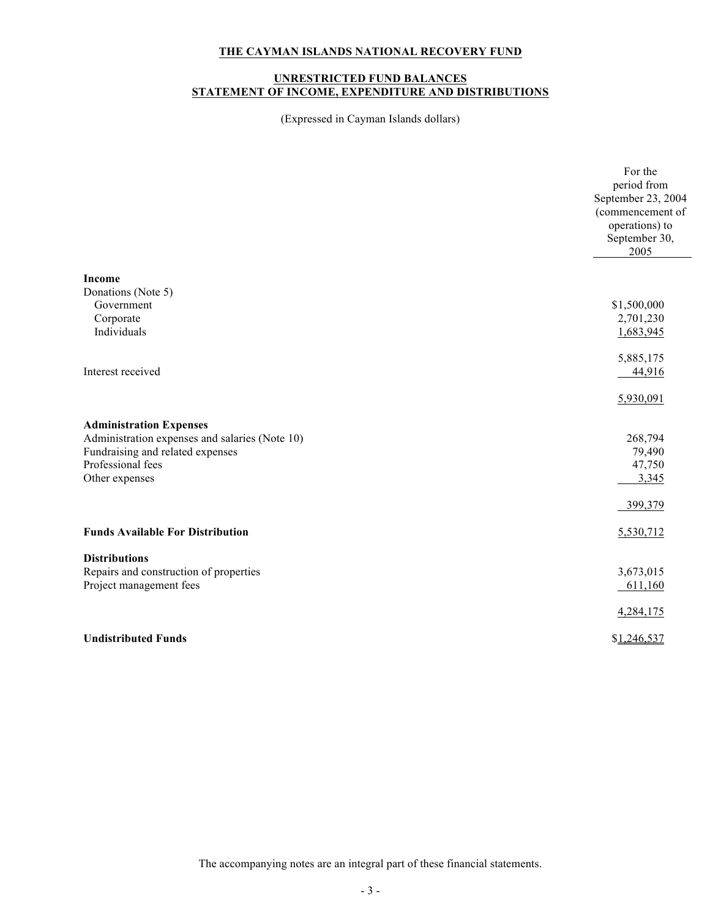**THE CAYMAN ISLANDS NATIONAL RECOVERY FUND**

**UNRESTRICTED FUND BALANCES**
**STATEMENT OF INCOME, EXPENDITURE AND DISTRIBUTIONS**

(Expressed in Cayman Islands dollars)

| | For the period from September 23, 2004 (commencement of operations) to September 30, 2005 |
|---|---|
| **Income** | |
| Donations (Note 5) | |
| Government | $1,500,000 |
| Corporate | 2,701,230 |
| Individuals | 1,683,945 |
| | 5,885,175 |
| Interest received | 44,916 |
| | 5,930,091 |
| **Administration Expenses** | |
| Administration expenses and salaries (Note 10) | 268,794 |
| Fundraising and related expenses | 79,490 |
| Professional fees | 47,750 |
| Other expenses | 3,345 |
| | 399,379 |
| **Funds Available For Distribution** | 5,530,712 |
| **Distributions** | |
| Repairs and construction of properties | 3,673,015 |
| Project management fees | 611,160 |
| | 4,284,175 |
| **Undistributed Funds** | $1,246,537 |

The accompanying notes are an integral part of these financial statements.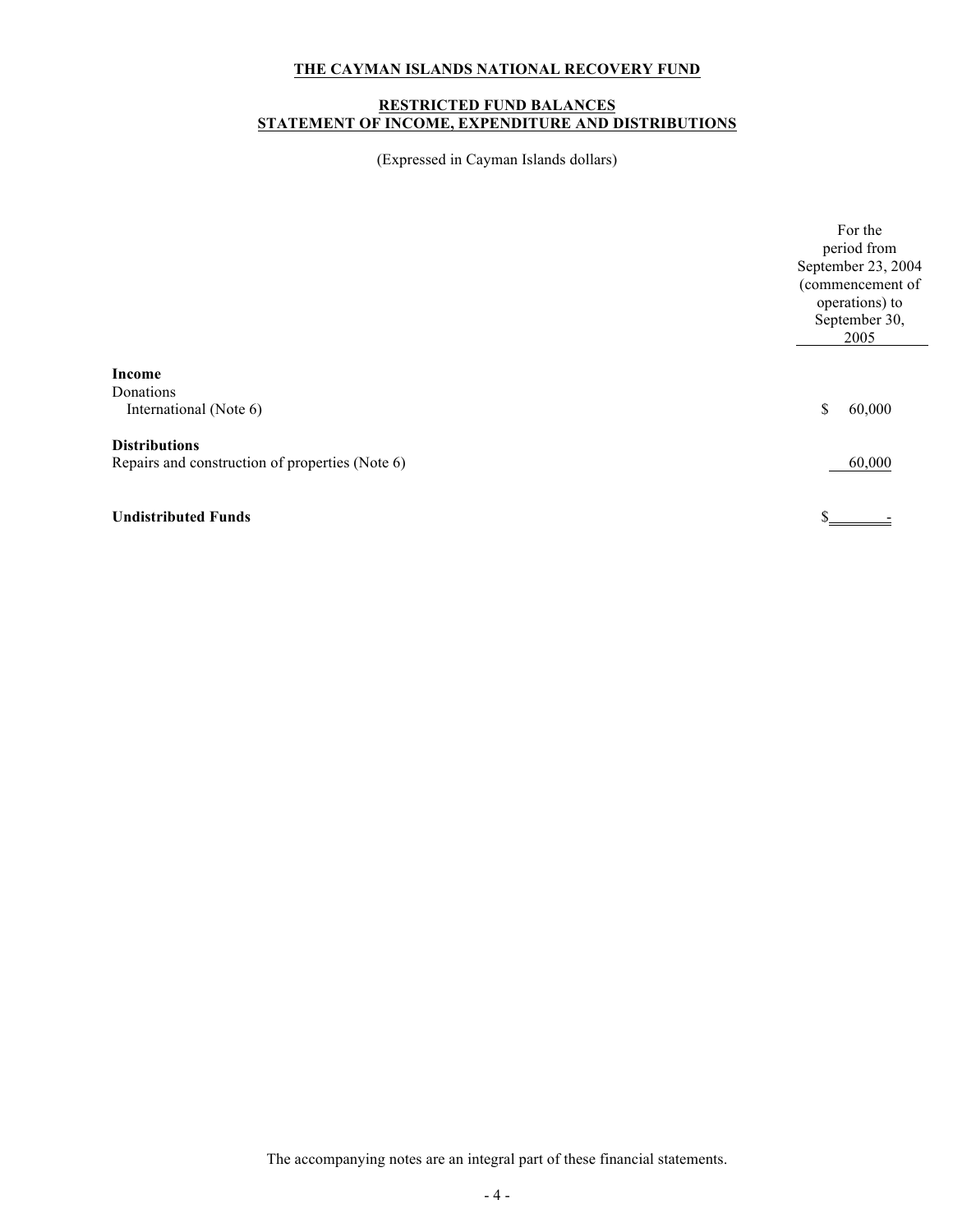**THE CAYMAN ISLANDS NATIONAL RECOVERY FUND**

**RESTRICTED FUND BALANCES**
**STATEMENT OF INCOME, EXPENDITURE AND DISTRIBUTIONS**

(Expressed in Cayman Islands dollars)

| | For the period from September 23, 2004 (commencement of operations) to September 30, 2005 |
|---|---|
| **Income** | |
| Donations | |
| International (Note 6) | $ 60,000 |
| **Distributions** | |
| Repairs and construction of properties (Note 6) | 60,000 |
| **Undistributed Funds** | $ - |

The accompanying notes are an integral part of these financial statements.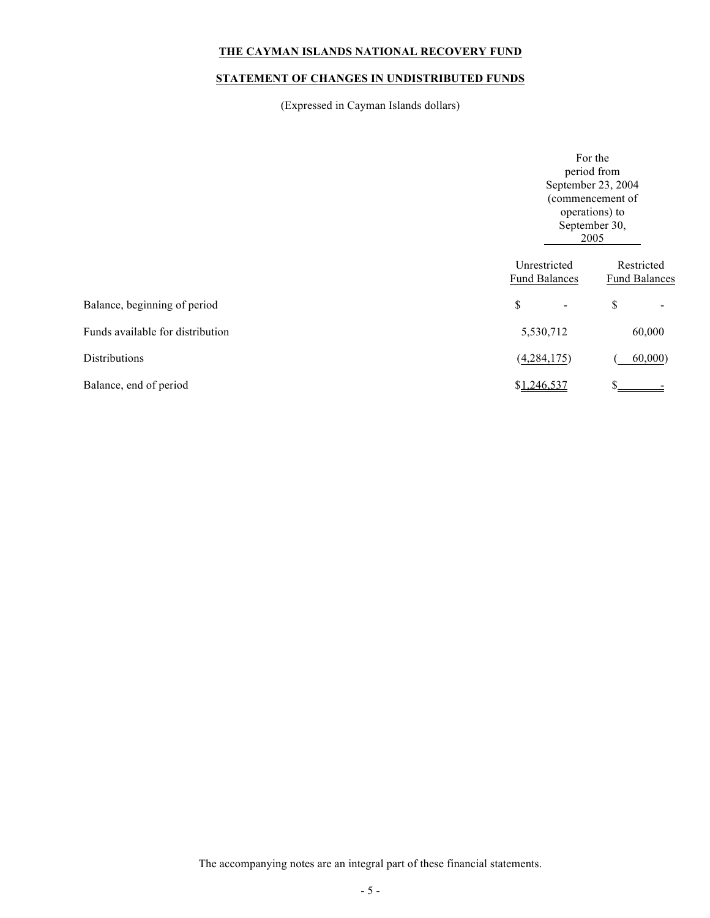**THE CAYMAN ISLANDS NATIONAL RECOVERY FUND**

**STATEMENT OF CHANGES IN UNDISTRIBUTED FUNDS**

(Expressed in Cayman Islands dollars)

| | For the period from September 23, 2004 (commencement of operations) to September 30, 2005 | |
|---|---|---|
| | Unrestricted Fund Balances | Restricted Fund Balances |
| Balance, beginning of period | $ - | $ - |
| Funds available for distribution | 5,530,712 | 60,000 |
| Distributions | (4,284,175) | (60,000) |
| Balance, end of period | $1,246,537 | $ - |

The accompanying notes are an integral part of these financial statements.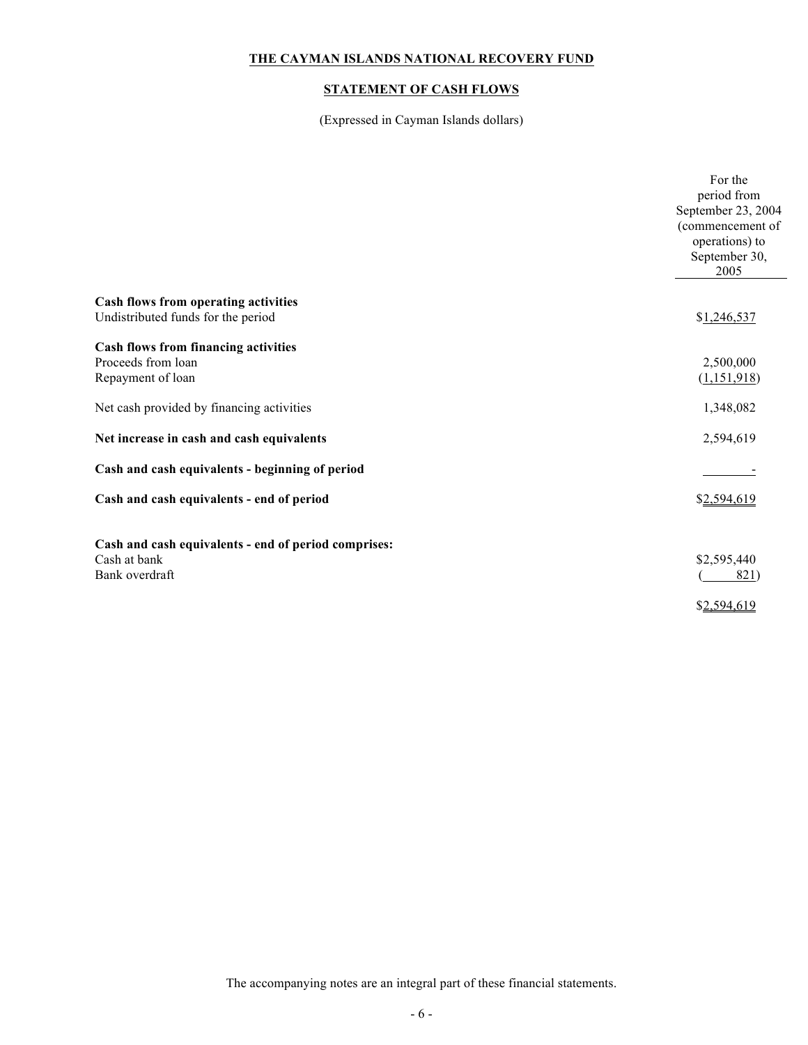# THE CAYMAN ISLANDS NATIONAL RECOVERY FUND

## STATEMENT OF CASH FLOWS

(Expressed in Cayman Islands dollars)

| | For the period from September 23, 2004 (commencement of operations) to September 30, 2005 |
|---|---|
| **Cash flows from operating activities** | |
| Undistributed funds for the period | $1,246,537 |
| **Cash flows from financing activities** | |
| Proceeds from loan | 2,500,000 |
| Repayment of loan | (1,151,918) |
| Net cash provided by financing activities | 1,348,082 |
| **Net increase in cash and cash equivalents** | 2,594,619 |
| **Cash and cash equivalents - beginning of period** | - |
| **Cash and cash equivalents - end of period** | $2,594,619 |
| **Cash and cash equivalents - end of period comprises:** | |
| Cash at bank | $2,595,440 |
| Bank overdraft | ( 821) |
| | $2,594,619 |

The accompanying notes are an integral part of these financial statements.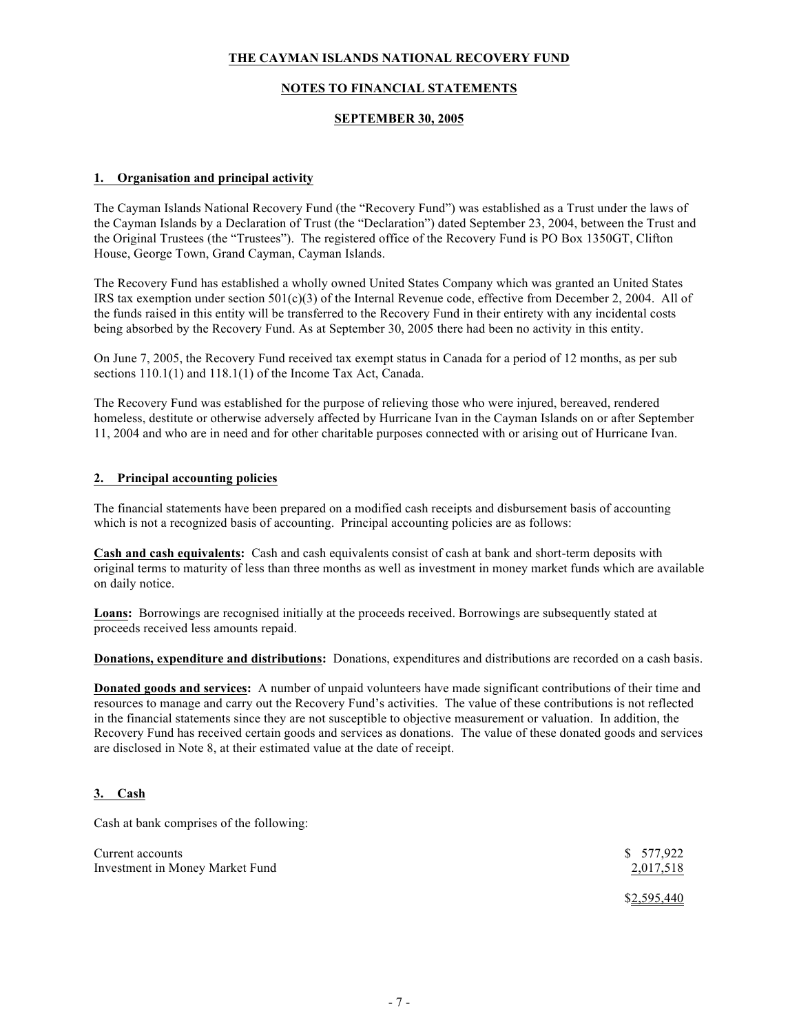**THE CAYMAN ISLANDS NATIONAL RECOVERY FUND**

**NOTES TO FINANCIAL STATEMENTS**

**SEPTEMBER 30, 2005**

## 1. Organisation and principal activity

The Cayman Islands National Recovery Fund (the "Recovery Fund") was established as a Trust under the laws of the Cayman Islands by a Declaration of Trust (the "Declaration") dated September 23, 2004, between the Trust and the Original Trustees (the "Trustees"). The registered office of the Recovery Fund is PO Box 1350GT, Clifton House, George Town, Grand Cayman, Cayman Islands.

The Recovery Fund has established a wholly owned United States Company which was granted an United States IRS tax exemption under section 501(c)(3) of the Internal Revenue code, effective from December 2, 2004. All of the funds raised in this entity will be transferred to the Recovery Fund in their entirety with any incidental costs being absorbed by the Recovery Fund. As at September 30, 2005 there had been no activity in this entity.

On June 7, 2005, the Recovery Fund received tax exempt status in Canada for a period of 12 months, as per sub sections 110.1(1) and 118.1(1) of the Income Tax Act, Canada.

The Recovery Fund was established for the purpose of relieving those who were injured, bereaved, rendered homeless, destitute or otherwise adversely affected by Hurricane Ivan in the Cayman Islands on or after September 11, 2004 and who are in need and for other charitable purposes connected with or arising out of Hurricane Ivan.

## 2. Principal accounting policies

The financial statements have been prepared on a modified cash receipts and disbursement basis of accounting which is not a recognized basis of accounting. Principal accounting policies are as follows:

**Cash and cash equivalents:** Cash and cash equivalents consist of cash at bank and short-term deposits with original terms to maturity of less than three months as well as investment in money market funds which are available on daily notice.

**Loans:** Borrowings are recognised initially at the proceeds received. Borrowings are subsequently stated at proceeds received less amounts repaid.

**Donations, expenditure and distributions:** Donations, expenditures and distributions are recorded on a cash basis.

**Donated goods and services:** A number of unpaid volunteers have made significant contributions of their time and resources to manage and carry out the Recovery Fund's activities. The value of these contributions is not reflected in the financial statements since they are not susceptible to objective measurement or valuation. In addition, the Recovery Fund has received certain goods and services as donations. The value of these donated goods and services are disclosed in Note 8, at their estimated value at the date of receipt.

## 3. Cash

Cash at bank comprises of the following:

| | |
|---|---:|
| Current accounts | $ 577,922 |
| Investment in Money Market Fund | 2,017,518 |
| | $2,595,440 |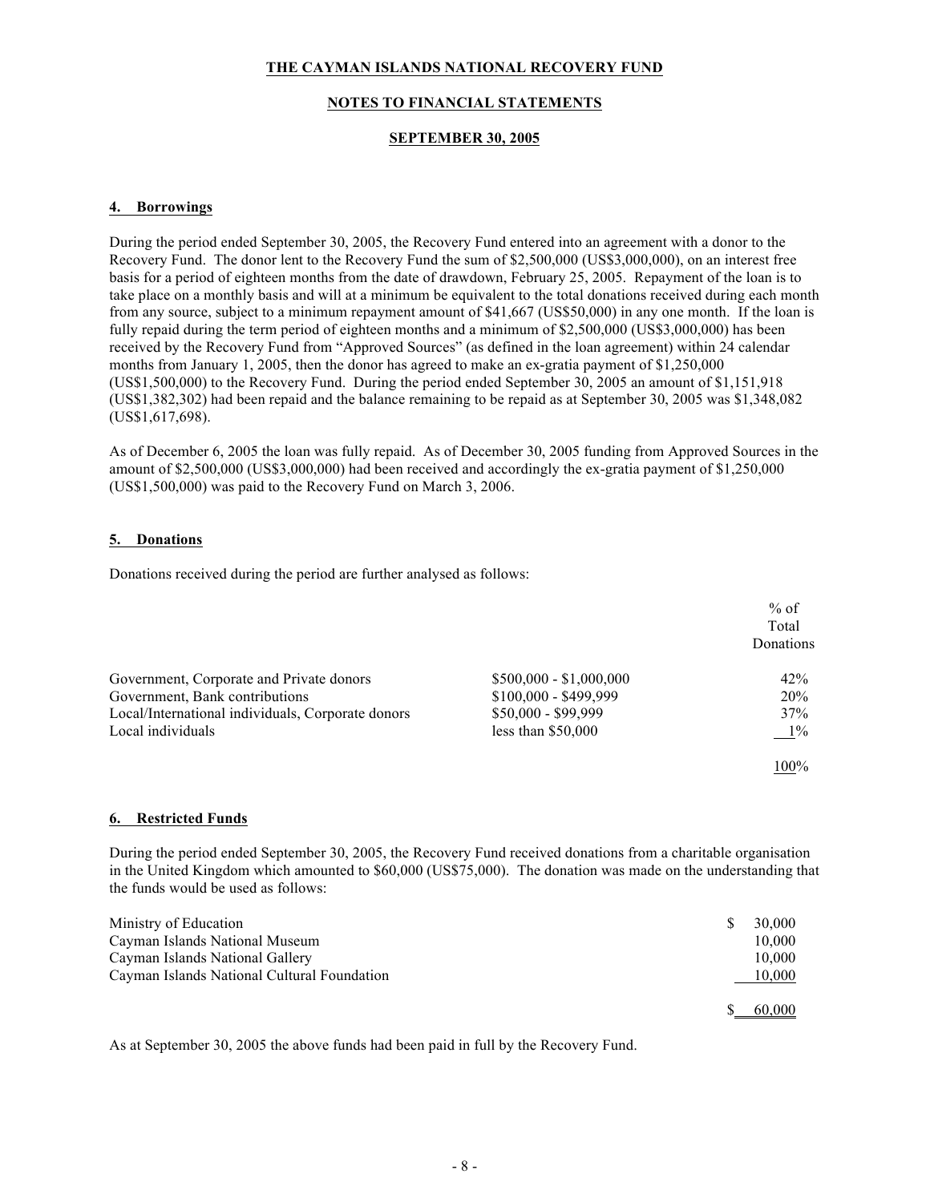**THE CAYMAN ISLANDS NATIONAL RECOVERY FUND**

**NOTES TO FINANCIAL STATEMENTS**

**SEPTEMBER 30, 2005**

## 4. Borrowings

During the period ended September 30, 2005, the Recovery Fund entered into an agreement with a donor to the Recovery Fund. The donor lent to the Recovery Fund the sum of $2,500,000 (US$3,000,000), on an interest free basis for a period of eighteen months from the date of drawdown, February 25, 2005. Repayment of the loan is to take place on a monthly basis and will at a minimum be equivalent to the total donations received during each month from any source, subject to a minimum repayment amount of $41,667 (US$50,000) in any one month. If the loan is fully repaid during the term period of eighteen months and a minimum of $2,500,000 (US$3,000,000) has been received by the Recovery Fund from "Approved Sources" (as defined in the loan agreement) within 24 calendar months from January 1, 2005, then the donor has agreed to make an ex-gratia payment of $1,250,000 (US$1,500,000) to the Recovery Fund. During the period ended September 30, 2005 an amount of $1,151,918 (US$1,382,302) had been repaid and the balance remaining to be repaid as at September 30, 2005 was $1,348,082 (US$1,617,698).

As of December 6, 2005 the loan was fully repaid. As of December 30, 2005 funding from Approved Sources in the amount of $2,500,000 (US$3,000,000) had been received and accordingly the ex-gratia payment of $1,250,000 (US$1,500,000) was paid to the Recovery Fund on March 3, 2006.

## 5. Donations

Donations received during the period are further analysed as follows:

| | | % of Total Donations |
|---|---|---|
| Government, Corporate and Private donors | $500,000 - $1,000,000 | 42% |
| Government, Bank contributions | $100,000 - $499,999 | 20% |
| Local/International individuals, Corporate donors | $50,000 - $99,999 | 37% |
| Local individuals | less than $50,000 | 1% |
| | | 100% |

## 6. Restricted Funds

During the period ended September 30, 2005, the Recovery Fund received donations from a charitable organisation in the United Kingdom which amounted to $60,000 (US$75,000). The donation was made on the understanding that the funds would be used as follows:

| | |
|---|---|
| Ministry of Education | $ 30,000 |
| Cayman Islands National Museum | 10,000 |
| Cayman Islands National Gallery | 10,000 |
| Cayman Islands National Cultural Foundation | 10,000 |
| | $ 60,000 |

As at September 30, 2005 the above funds had been paid in full by the Recovery Fund.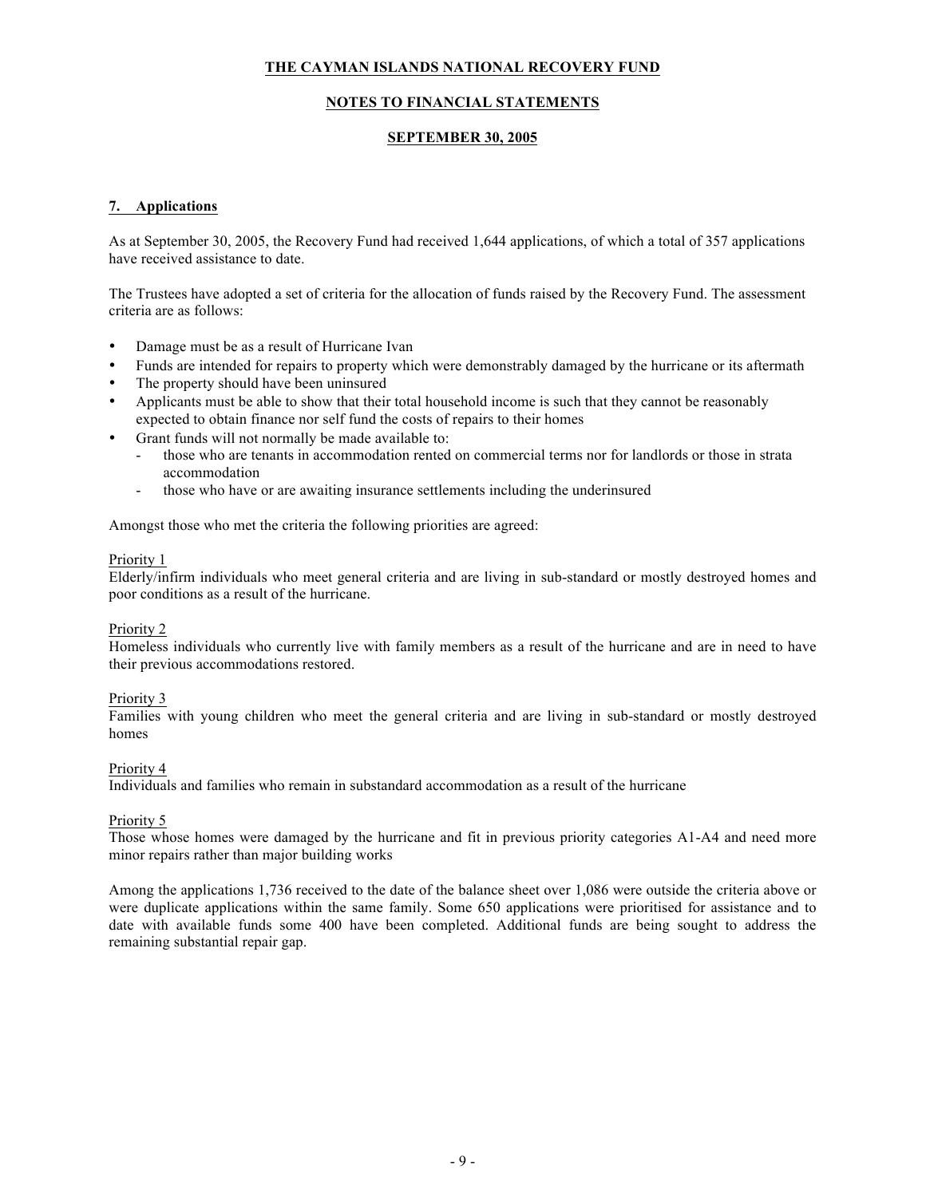# THE CAYMAN ISLANDS NATIONAL RECOVERY FUND

## NOTES TO FINANCIAL STATEMENTS

## SEPTEMBER 30, 2005

### 7. Applications

As at September 30, 2005, the Recovery Fund had received 1,644 applications, of which a total of 357 applications have received assistance to date.

The Trustees have adopted a set of criteria for the allocation of funds raised by the Recovery Fund. The assessment criteria are as follows:

- Damage must be as a result of Hurricane Ivan
- Funds are intended for repairs to property which were demonstrably damaged by the hurricane or its aftermath
- The property should have been uninsured
- Applicants must be able to show that their total household income is such that they cannot be reasonably expected to obtain finance nor self fund the costs of repairs to their homes
- Grant funds will not normally be made available to:
  - those who are tenants in accommodation rented on commercial terms nor for landlords or those in strata accommodation
  - those who have or are awaiting insurance settlements including the underinsured

Amongst those who met the criteria the following priorities are agreed:

Priority 1
Elderly/infirm individuals who meet general criteria and are living in sub-standard or mostly destroyed homes and poor conditions as a result of the hurricane.

Priority 2
Homeless individuals who currently live with family members as a result of the hurricane and are in need to have their previous accommodations restored.

Priority 3
Families with young children who meet the general criteria and are living in sub-standard or mostly destroyed homes

Priority 4
Individuals and families who remain in substandard accommodation as a result of the hurricane

Priority 5
Those whose homes were damaged by the hurricane and fit in previous priority categories A1-A4 and need more minor repairs rather than major building works

Among the applications 1,736 received to the date of the balance sheet over 1,086 were outside the criteria above or were duplicate applications within the same family. Some 650 applications were prioritised for assistance and to date with available funds some 400 have been completed. Additional funds are being sought to address the remaining substantial repair gap.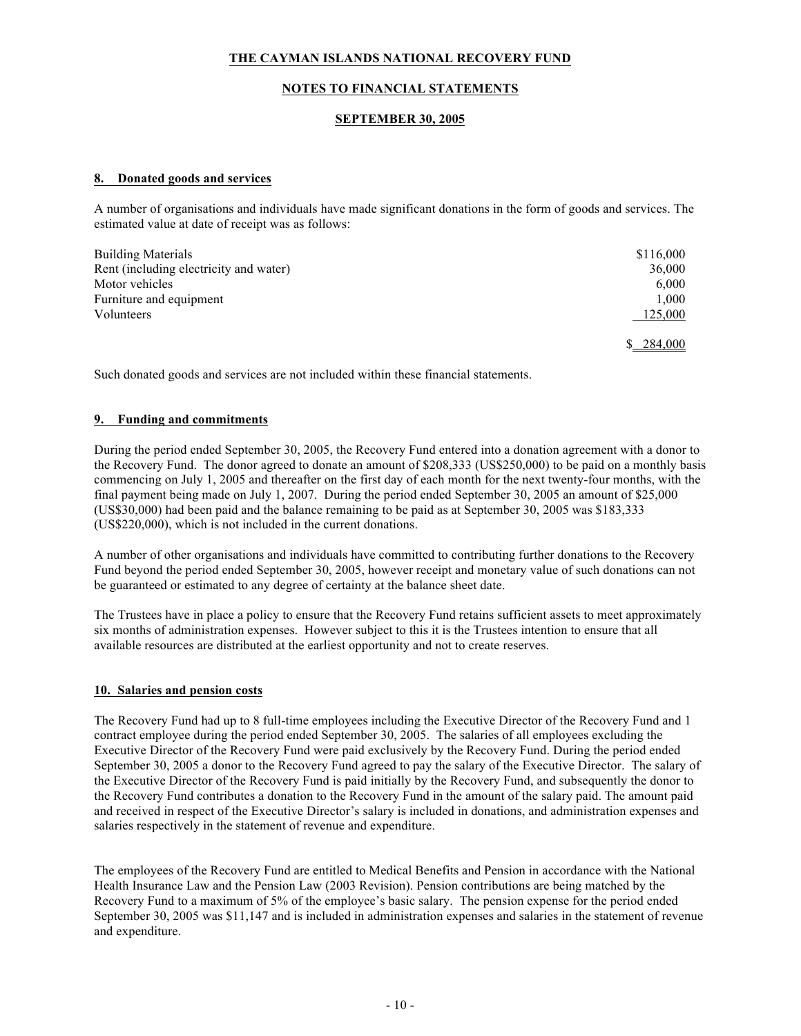# THE CAYMAN ISLANDS NATIONAL RECOVERY FUND

## NOTES TO FINANCIAL STATEMENTS

## SEPTEMBER 30, 2005

### 8. Donated goods and services

A number of organisations and individuals have made significant donations in the form of goods and services. The estimated value at date of receipt was as follows:

| | |
|---|---|
| Building Materials | $116,000 |
| Rent (including electricity and water) | 36,000 |
| Motor vehicles | 6,000 |
| Furniture and equipment | 1,000 |
| Volunteers | 125,000 |
| | $ 284,000 |

Such donated goods and services are not included within these financial statements.

### 9. Funding and commitments

During the period ended September 30, 2005, the Recovery Fund entered into a donation agreement with a donor to the Recovery Fund. The donor agreed to donate an amount of $208,333 (US$250,000) to be paid on a monthly basis commencing on July 1, 2005 and thereafter on the first day of each month for the next twenty-four months, with the final payment being made on July 1, 2007. During the period ended September 30, 2005 an amount of $25,000 (US$30,000) had been paid and the balance remaining to be paid as at September 30, 2005 was $183,333 (US$220,000), which is not included in the current donations.

A number of other organisations and individuals have committed to contributing further donations to the Recovery Fund beyond the period ended September 30, 2005, however receipt and monetary value of such donations can not be guaranteed or estimated to any degree of certainty at the balance sheet date.

The Trustees have in place a policy to ensure that the Recovery Fund retains sufficient assets to meet approximately six months of administration expenses. However subject to this it is the Trustees intention to ensure that all available resources are distributed at the earliest opportunity and not to create reserves.

### 10. Salaries and pension costs

The Recovery Fund had up to 8 full-time employees including the Executive Director of the Recovery Fund and 1 contract employee during the period ended September 30, 2005. The salaries of all employees excluding the Executive Director of the Recovery Fund were paid exclusively by the Recovery Fund. During the period ended September 30, 2005 a donor to the Recovery Fund agreed to pay the salary of the Executive Director. The salary of the Executive Director of the Recovery Fund is paid initially by the Recovery Fund, and subsequently the donor to the Recovery Fund contributes a donation to the Recovery Fund in the amount of the salary paid. The amount paid and received in respect of the Executive Director's salary is included in donations, and administration expenses and salaries respectively in the statement of revenue and expenditure.

The employees of the Recovery Fund are entitled to Medical Benefits and Pension in accordance with the National Health Insurance Law and the Pension Law (2003 Revision). Pension contributions are being matched by the Recovery Fund to a maximum of 5% of the employee's basic salary. The pension expense for the period ended September 30, 2005 was $11,147 and is included in administration expenses and salaries in the statement of revenue and expenditure.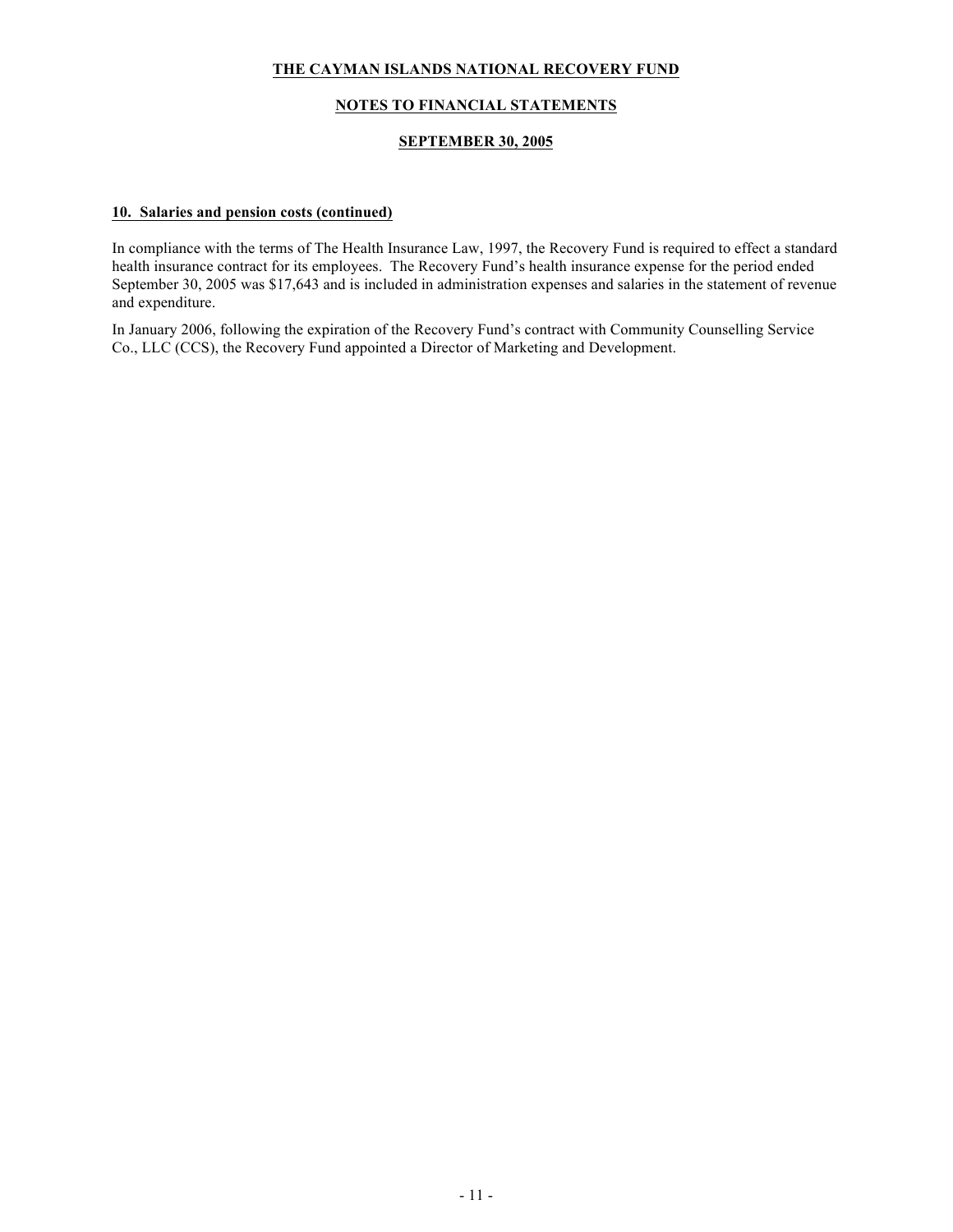**THE CAYMAN ISLANDS NATIONAL RECOVERY FUND**

**NOTES TO FINANCIAL STATEMENTS**

**SEPTEMBER 30, 2005**

**10. Salaries and pension costs (continued)**

In compliance with the terms of The Health Insurance Law, 1997, the Recovery Fund is required to effect a standard health insurance contract for its employees. The Recovery Fund's health insurance expense for the period ended September 30, 2005 was $17,643 and is included in administration expenses and salaries in the statement of revenue and expenditure.

In January 2006, following the expiration of the Recovery Fund's contract with Community Counselling Service Co., LLC (CCS), the Recovery Fund appointed a Director of Marketing and Development.